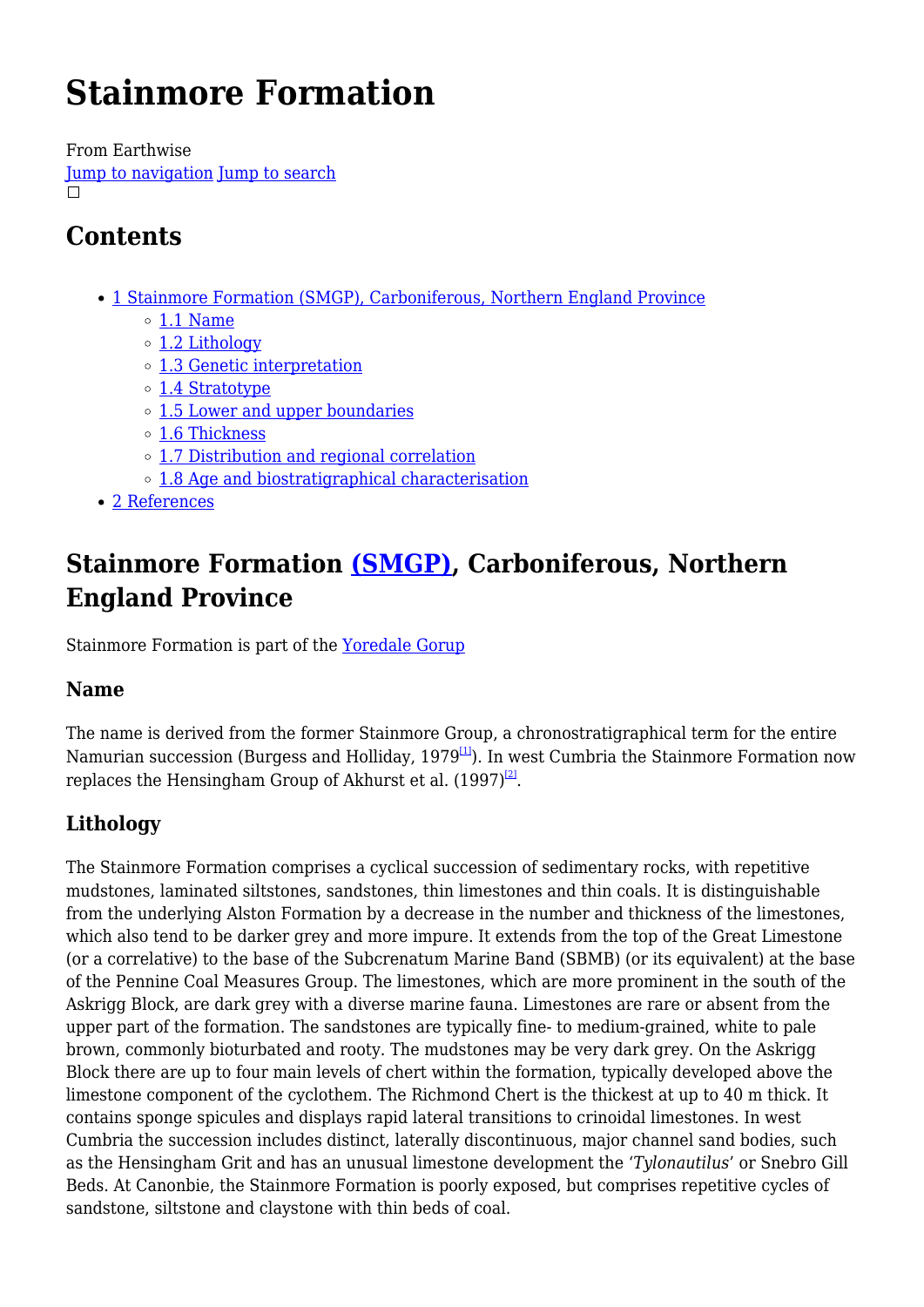# Stainmore Formation

From Earthwise
Jump to navigation Jump to search

## Contents

- 1 Stainmore Formation (SMGP), Carboniferous, Northern England Province
  - 1.1 Name
  - 1.2 Lithology
  - 1.3 Genetic interpretation
  - 1.4 Stratotype
  - 1.5 Lower and upper boundaries
  - 1.6 Thickness
  - 1.7 Distribution and regional correlation
  - 1.8 Age and biostratigraphical characterisation
- 2 References

## Stainmore Formation (SMGP), Carboniferous, Northern England Province

Stainmore Formation is part of the Yoredale Gorup

### Name

The name is derived from the former Stainmore Group, a chronostratigraphical term for the entire Namurian succession (Burgess and Holliday, 1979[1]). In west Cumbria the Stainmore Formation now replaces the Hensingham Group of Akhurst et al. (1997)[2].

### Lithology

The Stainmore Formation comprises a cyclical succession of sedimentary rocks, with repetitive mudstones, laminated siltstones, sandstones, thin limestones and thin coals. It is distinguishable from the underlying Alston Formation by a decrease in the number and thickness of the limestones, which also tend to be darker grey and more impure. It extends from the top of the Great Limestone (or a correlative) to the base of the Subcrenatum Marine Band (SBMB) (or its equivalent) at the base of the Pennine Coal Measures Group. The limestones, which are more prominent in the south of the Askrigg Block, are dark grey with a diverse marine fauna. Limestones are rare or absent from the upper part of the formation. The sandstones are typically fine- to medium-grained, white to pale brown, commonly bioturbated and rooty. The mudstones may be very dark grey. On the Askrigg Block there are up to four main levels of chert within the formation, typically developed above the limestone component of the cyclothem. The Richmond Chert is the thickest at up to 40 m thick. It contains sponge spicules and displays rapid lateral transitions to crinoidal limestones. In west Cumbria the succession includes distinct, laterally discontinuous, major channel sand bodies, such as the Hensingham Grit and has an unusual limestone development the '*Tylonautilus*' or Snebro Gill Beds. At Canonbie, the Stainmore Formation is poorly exposed, but comprises repetitive cycles of sandstone, siltstone and claystone with thin beds of coal.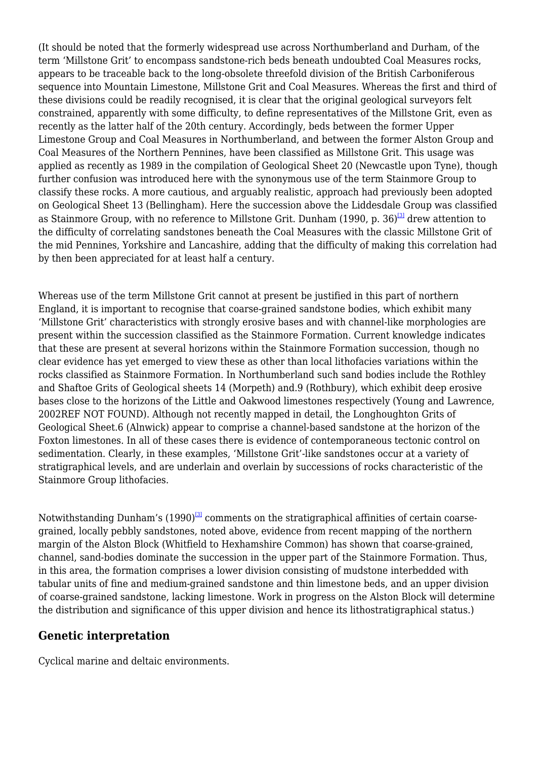(It should be noted that the formerly widespread use across Northumberland and Durham, of the term 'Millstone Grit' to encompass sandstone-rich beds beneath undoubted Coal Measures rocks, appears to be traceable back to the long-obsolete threefold division of the British Carboniferous sequence into Mountain Limestone, Millstone Grit and Coal Measures. Whereas the first and third of these divisions could be readily recognised, it is clear that the original geological surveyors felt constrained, apparently with some difficulty, to define representatives of the Millstone Grit, even as recently as the latter half of the 20th century. Accordingly, beds between the former Upper Limestone Group and Coal Measures in Northumberland, and between the former Alston Group and Coal Measures of the Northern Pennines, have been classified as Millstone Grit. This usage was applied as recently as 1989 in the compilation of Geological Sheet 20 (Newcastle upon Tyne), though further confusion was introduced here with the synonymous use of the term Stainmore Group to classify these rocks. A more cautious, and arguably realistic, approach had previously been adopted on Geological Sheet 13 (Bellingham). Here the succession above the Liddesdale Group was classified as Stainmore Group, with no reference to Millstone Grit. Dunham (1990, p. 36)[3] drew attention to the difficulty of correlating sandstones beneath the Coal Measures with the classic Millstone Grit of the mid Pennines, Yorkshire and Lancashire, adding that the difficulty of making this correlation had by then been appreciated for at least half a century.

Whereas use of the term Millstone Grit cannot at present be justified in this part of northern England, it is important to recognise that coarse-grained sandstone bodies, which exhibit many 'Millstone Grit' characteristics with strongly erosive bases and with channel-like morphologies are present within the succession classified as the Stainmore Formation. Current knowledge indicates that these are present at several horizons within the Stainmore Formation succession, though no clear evidence has yet emerged to view these as other than local lithofacies variations within the rocks classified as Stainmore Formation. In Northumberland such sand bodies include the Rothley and Shaftoe Grits of Geological sheets 14 (Morpeth) and.9 (Rothbury), which exhibit deep erosive bases close to the horizons of the Little and Oakwood limestones respectively (Young and Lawrence, 2002REF NOT FOUND). Although not recently mapped in detail, the Longhoughton Grits of Geological Sheet.6 (Alnwick) appear to comprise a channel-based sandstone at the horizon of the Foxton limestones. In all of these cases there is evidence of contemporaneous tectonic control on sedimentation. Clearly, in these examples, 'Millstone Grit'-like sandstones occur at a variety of stratigraphical levels, and are underlain and overlain by successions of rocks characteristic of the Stainmore Group lithofacies.

Notwithstanding Dunham's (1990)[3] comments on the stratigraphical affinities of certain coarse-grained, locally pebbly sandstones, noted above, evidence from recent mapping of the northern margin of the Alston Block (Whitfield to Hexhamshire Common) has shown that coarse-grained, channel, sand-bodies dominate the succession in the upper part of the Stainmore Formation. Thus, in this area, the formation comprises a lower division consisting of mudstone interbedded with tabular units of fine and medium-grained sandstone and thin limestone beds, and an upper division of coarse-grained sandstone, lacking limestone. Work in progress on the Alston Block will determine the distribution and significance of this upper division and hence its lithostratigraphical status.)

## Genetic interpretation

Cyclical marine and deltaic environments.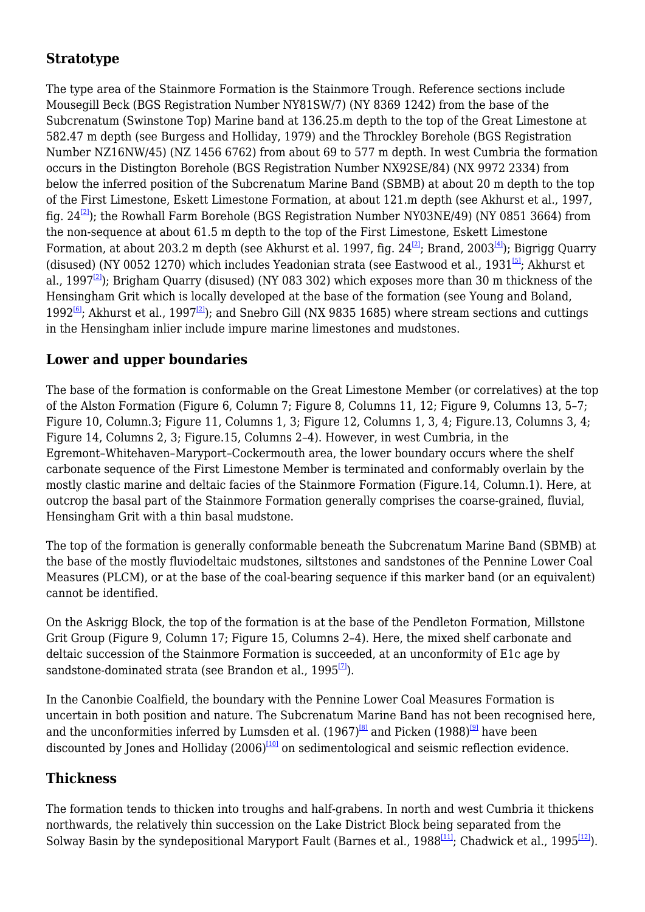## Stratotype

The type area of the Stainmore Formation is the Stainmore Trough. Reference sections include Mousegill Beck (BGS Registration Number NY81SW/7) (NY 8369 1242) from the base of the Subcrenatum (Swinstone Top) Marine band at 136.25.m depth to the top of the Great Limestone at 582.47 m depth (see Burgess and Holliday, 1979) and the Throckley Borehole (BGS Registration Number NZ16NW/45) (NZ 1456 6762) from about 69 to 577 m depth. In west Cumbria the formation occurs in the Distington Borehole (BGS Registration Number NX92SE/84) (NX 9972 2334) from below the inferred position of the Subcrenatum Marine Band (SBMB) at about 20 m depth to the top of the First Limestone, Eskett Limestone Formation, at about 121.m depth (see Akhurst et al., 1997, fig. 24[2]); the Rowhall Farm Borehole (BGS Registration Number NY03NE/49) (NY 0851 3664) from the non-sequence at about 61.5 m depth to the top of the First Limestone, Eskett Limestone Formation, at about 203.2 m depth (see Akhurst et al. 1997, fig. 24[2]; Brand, 2003[4]); Bigrigg Quarry (disused) (NY 0052 1270) which includes Yeadonian strata (see Eastwood et al., 1931[5]; Akhurst et al., 1997[2]); Brigham Quarry (disused) (NY 083 302) which exposes more than 30 m thickness of the Hensingham Grit which is locally developed at the base of the formation (see Young and Boland, 1992[6]; Akhurst et al., 1997[2]); and Snebro Gill (NX 9835 1685) where stream sections and cuttings in the Hensingham inlier include impure marine limestones and mudstones.

## Lower and upper boundaries

The base of the formation is conformable on the Great Limestone Member (or correlatives) at the top of the Alston Formation (Figure 6, Column 7; Figure 8, Columns 11, 12; Figure 9, Columns 13, 5–7; Figure 10, Column.3; Figure 11, Columns 1, 3; Figure 12, Columns 1, 3, 4; Figure.13, Columns 3, 4; Figure 14, Columns 2, 3; Figure.15, Columns 2–4). However, in west Cumbria, in the Egremont–Whitehaven–Maryport–Cockermouth area, the lower boundary occurs where the shelf carbonate sequence of the First Limestone Member is terminated and conformably overlain by the mostly clastic marine and deltaic facies of the Stainmore Formation (Figure.14, Column.1). Here, at outcrop the basal part of the Stainmore Formation generally comprises the coarse-grained, fluvial, Hensingham Grit with a thin basal mudstone.

The top of the formation is generally conformable beneath the Subcrenatum Marine Band (SBMB) at the base of the mostly fluviodeltaic mudstones, siltstones and sandstones of the Pennine Lower Coal Measures (PLCM), or at the base of the coal-bearing sequence if this marker band (or an equivalent) cannot be identified.

On the Askrigg Block, the top of the formation is at the base of the Pendleton Formation, Millstone Grit Group (Figure 9, Column 17; Figure 15, Columns 2–4). Here, the mixed shelf carbonate and deltaic succession of the Stainmore Formation is succeeded, at an unconformity of E1c age by sandstone-dominated strata (see Brandon et al., 1995[7]).

In the Canonbie Coalfield, the boundary with the Pennine Lower Coal Measures Formation is uncertain in both position and nature. The Subcrenatum Marine Band has not been recognised here, and the unconformities inferred by Lumsden et al. (1967)[8] and Picken (1988)[9] have been discounted by Jones and Holliday (2006)[10] on sedimentological and seismic reflection evidence.

## Thickness

The formation tends to thicken into troughs and half-grabens. In north and west Cumbria it thickens northwards, the relatively thin succession on the Lake District Block being separated from the Solway Basin by the syndepositional Maryport Fault (Barnes et al., 1988[11]; Chadwick et al., 1995[12]).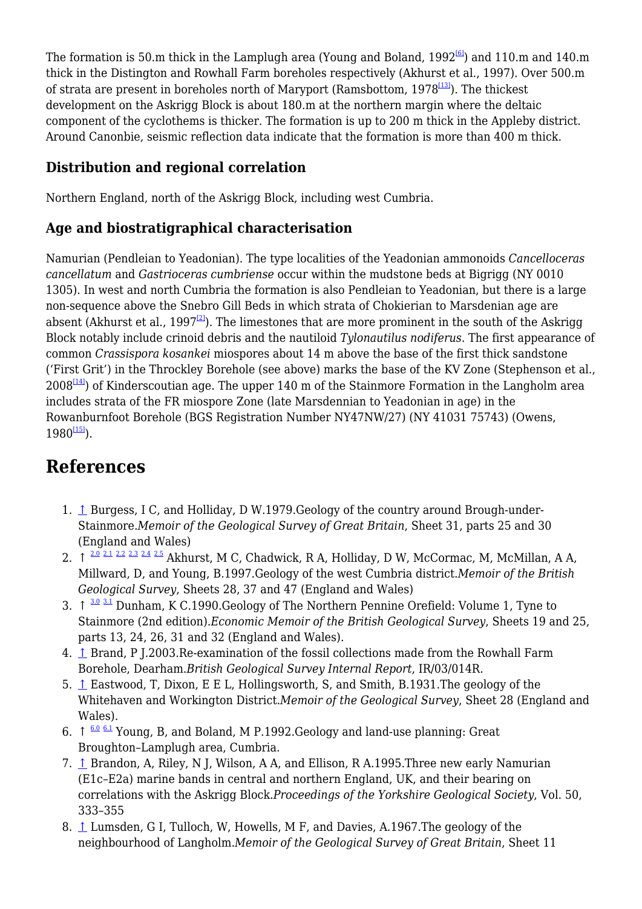The formation is 50.m thick in the Lamplugh area (Young and Boland, 1992[6]) and 110.m and 140.m thick in the Distington and Rowhall Farm boreholes respectively (Akhurst et al., 1997). Over 500.m of strata are present in boreholes north of Maryport (Ramsbottom, 1978[13]). The thickest development on the Askrigg Block is about 180.m at the northern margin where the deltaic component of the cyclothems is thicker. The formation is up to 200 m thick in the Appleby district. Around Canonbie, seismic reflection data indicate that the formation is more than 400 m thick.

### Distribution and regional correlation

Northern England, north of the Askrigg Block, including west Cumbria.

### Age and biostratigraphical characterisation

Namurian (Pendleian to Yeadonian). The type localities of the Yeadonian ammonoids *Cancelloceras cancellatum* and *Gastrioceras cumbriense* occur within the mudstone beds at Bigrigg (NY 0010 1305). In west and north Cumbria the formation is also Pendleian to Yeadonian, but there is a large non-sequence above the Snebro Gill Beds in which strata of Chokierian to Marsdenian age are absent (Akhurst et al., 1997[2]). The limestones that are more prominent in the south of the Askrigg Block notably include crinoid debris and the nautiloid *Tylonautilus nodiferus*. The first appearance of common *Crassispora kosankei* miospores about 14 m above the base of the first thick sandstone ('First Grit') in the Throckley Borehole (see above) marks the base of the KV Zone (Stephenson et al., 2008[14]) of Kinderscoutian age. The upper 140 m of the Stainmore Formation in the Langholm area includes strata of the FR miospore Zone (late Marsdennian to Yeadonian in age) in the Rowanburnfoot Borehole (BGS Registration Number NY47NW/27) (NY 41031 75743) (Owens, 1980[15]).

## References

1. ↑ Burgess, I C, and Holliday, D W.1979.Geology of the country around Brough-under-Stainmore.*Memoir of the Geological Survey of Great Britain*, Sheet 31, parts 25 and 30 (England and Wales)
2. ↑ 2.0 2.1 2.2 2.3 2.4 2.5 Akhurst, M C, Chadwick, R A, Holliday, D W, McCormac, M, McMillan, A A, Millward, D, and Young, B.1997.Geology of the west Cumbria district.*Memoir of the British Geological Survey*, Sheets 28, 37 and 47 (England and Wales)
3. ↑ 3.0 3.1 Dunham, K C.1990.Geology of The Northern Pennine Orefield: Volume 1, Tyne to Stainmore (2nd edition).*Economic Memoir of the British Geological Survey*, Sheets 19 and 25, parts 13, 24, 26, 31 and 32 (England and Wales).
4. ↑ Brand, P J.2003.Re-examination of the fossil collections made from the Rowhall Farm Borehole, Dearham.*British Geological Survey Internal Report*, IR/03/014R.
5. ↑ Eastwood, T, Dixon, E E L, Hollingsworth, S, and Smith, B.1931.The geology of the Whitehaven and Workington District.*Memoir of the Geological Survey*, Sheet 28 (England and Wales).
6. ↑ 6.0 6.1 Young, B, and Boland, M P.1992.Geology and land-use planning: Great Broughton–Lamplugh area, Cumbria.
7. ↑ Brandon, A, Riley, N J, Wilson, A A, and Ellison, R A.1995.Three new early Namurian (E1c–E2a) marine bands in central and northern England, UK, and their bearing on correlations with the Askrigg Block.*Proceedings of the Yorkshire Geological Society*, Vol. 50, 333–355
8. ↑ Lumsden, G I, Tulloch, W, Howells, M F, and Davies, A.1967.The geology of the neighbourhood of Langholm.*Memoir of the Geological Survey of Great Britain*, Sheet 11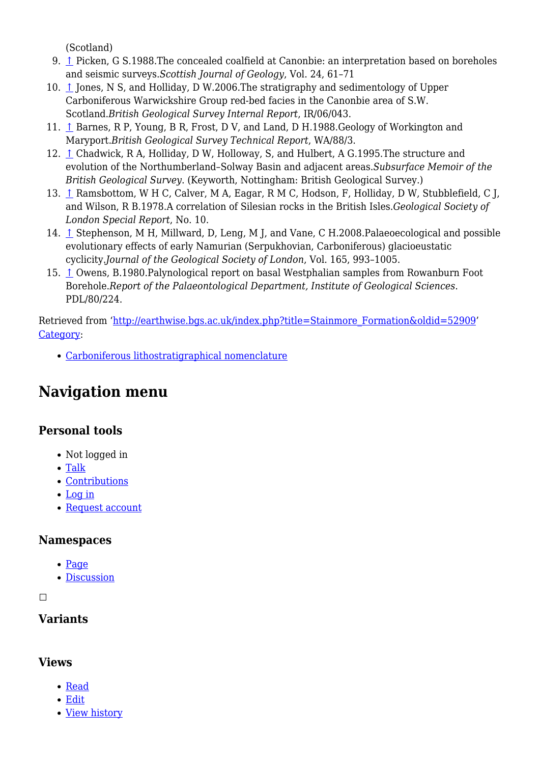(Scotland)

9. ↑ Picken, G S.1988.The concealed coalfield at Canonbie: an interpretation based on boreholes and seismic surveys.*Scottish Journal of Geology*, Vol. 24, 61–71
10. ↑ Jones, N S, and Holliday, D W.2006.The stratigraphy and sedimentology of Upper Carboniferous Warwickshire Group red-bed facies in the Canonbie area of S.W. Scotland.*British Geological Survey Internal Report*, IR/06/043.
11. ↑ Barnes, R P, Young, B R, Frost, D V, and Land, D H.1988.Geology of Workington and Maryport.*British Geological Survey Technical Report*, WA/88/3.
12. ↑ Chadwick, R A, Holliday, D W, Holloway, S, and Hulbert, A G.1995.The structure and evolution of the Northumberland–Solway Basin and adjacent areas.*Subsurface Memoir of the British Geological Survey*. (Keyworth, Nottingham: British Geological Survey.)
13. ↑ Ramsbottom, W H C, Calver, M A, Eagar, R M C, Hodson, F, Holliday, D W, Stubblefield, C J, and Wilson, R B.1978.A correlation of Silesian rocks in the British Isles.*Geological Society of London Special Report*, No. 10.
14. ↑ Stephenson, M H, Millward, D, Leng, M J, and Vane, C H.2008.Palaeoecological and possible evolutionary effects of early Namurian (Serpukhovian, Carboniferous) glacioeustatic cyclicity.*Journal of the Geological Society of London*, Vol. 165, 993–1005.
15. ↑ Owens, B.1980.Palynological report on basal Westphalian samples from Rowanburn Foot Borehole.*Report of the Palaeontological Department, Institute of Geological Sciences*. PDL/80/224.

Retrieved from 'http://earthwise.bgs.ac.uk/index.php?title=Stainmore_Formation&oldid=52909'
Category:

- Carboniferous lithostratigraphical nomenclature

# Navigation menu

## Personal tools

- Not logged in
- Talk
- Contributions
- Log in
- Request account

## Namespaces

- Page
- Discussion

## Variants

## Views

- Read
- Edit
- View history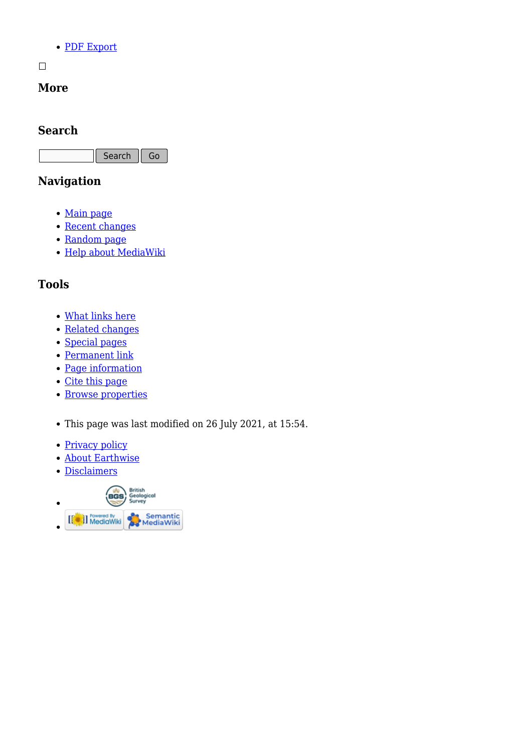- PDF Export

### More

### Search

Search Go

### Navigation

- Main page
- Recent changes
- Random page
- Help about MediaWiki

### Tools

- What links here
- Related changes
- Special pages
- Permanent link
- Page information
- Cite this page
- Browse properties

- This page was last modified on 26 July 2021, at 15:54.

- Privacy policy
- About Earthwise
- Disclaimers